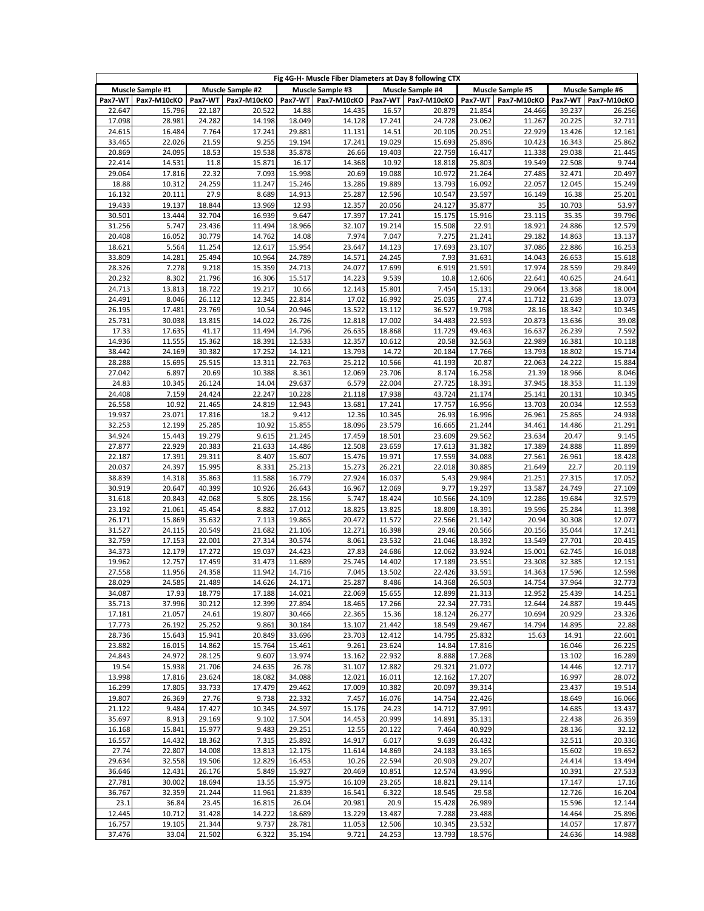| Fig 4G-H- Muscle Fiber Diameters at Day 8 following CTX | | | | | | | | | | | |
|---|---|---|---|---|---|---|---|---|---|---|---|
| Muscle Sample #1 | | Muscle Sample #2 | | Muscle Sample #3 | | Muscle Sample #4 | | Muscle Sample #5 | | Muscle Sample #6 | |
| Pax7-WT | Pax7-M10cKO | Pax7-WT | Pax7-M10cKO | Pax7-WT | Pax7-M10cKO | Pax7-WT | Pax7-M10cKO | Pax7-WT | Pax7-M10cKO | Pax7-WT | Pax7-M10cKO |
| 22.647 | 15.796 | 22.187 | 20.522 | 14.88 | 14.435 | 16.57 | 20.879 | 21.854 | 24.466 | 39.237 | 26.256 |
| 17.098 | 28.981 | 24.282 | 14.198 | 18.049 | 14.128 | 17.241 | 24.728 | 23.062 | 11.267 | 20.225 | 32.711 |
| 24.615 | 16.484 | 7.764 | 17.241 | 29.881 | 11.131 | 14.51 | 20.105 | 20.251 | 22.929 | 13.426 | 12.161 |
| 33.465 | 22.026 | 21.59 | 9.255 | 19.194 | 17.241 | 19.029 | 15.693 | 25.896 | 10.423 | 16.343 | 25.862 |
| 20.869 | 24.095 | 18.53 | 19.538 | 35.878 | 26.66 | 19.403 | 22.759 | 16.417 | 11.338 | 29.038 | 21.445 |
| 22.414 | 14.531 | 11.8 | 15.871 | 16.17 | 14.368 | 10.92 | 18.818 | 25.803 | 19.549 | 22.508 | 9.744 |
| 29.064 | 17.816 | 22.32 | 7.093 | 15.998 | 20.69 | 19.088 | 10.972 | 21.264 | 27.485 | 32.471 | 20.497 |
| 18.88 | 10.312 | 24.259 | 11.247 | 15.246 | 13.286 | 19.889 | 13.793 | 16.092 | 22.057 | 12.045 | 15.249 |
| 16.132 | 20.111 | 27.9 | 8.689 | 14.913 | 25.287 | 12.596 | 10.547 | 23.597 | 16.149 | 16.38 | 25.201 |
| 19.433 | 19.137 | 18.844 | 13.969 | 12.93 | 12.357 | 20.056 | 24.127 | 35.877 | 35 | 10.703 | 53.97 |
| 30.501 | 13.444 | 32.704 | 16.939 | 9.647 | 17.397 | 17.241 | 15.175 | 15.916 | 23.115 | 35.35 | 39.796 |
| 31.256 | 5.747 | 23.436 | 11.494 | 18.966 | 32.107 | 19.214 | 15.508 | 22.91 | 18.921 | 24.886 | 12.579 |
| 20.408 | 16.052 | 30.779 | 14.762 | 14.08 | 7.974 | 7.047 | 7.275 | 21.241 | 29.182 | 14.863 | 13.137 |
| 18.621 | 5.564 | 11.254 | 12.617 | 15.954 | 23.647 | 14.123 | 17.693 | 23.107 | 37.086 | 22.886 | 16.253 |
| 33.809 | 14.281 | 25.494 | 10.964 | 24.789 | 14.571 | 24.245 | 7.93 | 31.631 | 14.043 | 26.653 | 15.618 |
| 28.326 | 7.278 | 9.218 | 15.359 | 24.713 | 24.077 | 17.699 | 6.919 | 21.591 | 17.974 | 28.559 | 29.849 |
| 20.232 | 8.302 | 21.796 | 16.306 | 15.517 | 14.223 | 9.539 | 10.8 | 12.606 | 22.641 | 40.625 | 24.641 |
| 24.713 | 13.813 | 18.722 | 19.217 | 10.66 | 12.143 | 15.801 | 7.454 | 15.131 | 29.064 | 13.368 | 18.004 |
| 24.491 | 8.046 | 26.112 | 12.345 | 22.814 | 17.02 | 16.992 | 25.035 | 27.4 | 11.712 | 21.639 | 13.073 |
| 26.195 | 17.481 | 23.769 | 10.54 | 20.946 | 13.522 | 13.112 | 36.527 | 19.798 | 28.16 | 18.342 | 10.345 |
| 25.731 | 30.038 | 13.815 | 14.022 | 26.726 | 12.818 | 17.002 | 34.483 | 22.593 | 20.873 | 13.636 | 39.08 |
| 17.33 | 17.635 | 41.17 | 11.494 | 14.796 | 26.635 | 18.868 | 11.729 | 49.463 | 16.637 | 26.239 | 7.592 |
| 14.936 | 11.555 | 15.362 | 18.391 | 12.533 | 12.357 | 10.612 | 20.58 | 32.563 | 22.989 | 16.381 | 10.118 |
| 38.442 | 24.169 | 30.382 | 17.252 | 14.121 | 13.793 | 14.72 | 20.184 | 17.766 | 13.793 | 18.802 | 15.714 |
| 28.288 | 15.695 | 25.515 | 13.311 | 22.763 | 25.212 | 10.566 | 41.193 | 20.87 | 22.063 | 24.222 | 15.884 |
| 27.042 | 6.897 | 20.69 | 10.388 | 8.361 | 12.069 | 23.706 | 8.174 | 16.258 | 21.39 | 18.966 | 8.046 |
| 24.83 | 10.345 | 26.124 | 14.04 | 29.637 | 6.579 | 22.004 | 27.725 | 18.391 | 37.945 | 18.353 | 11.139 |
| 24.408 | 7.159 | 24.424 | 22.247 | 10.228 | 21.118 | 17.938 | 43.724 | 21.174 | 25.141 | 20.131 | 10.345 |
| 26.558 | 10.92 | 21.465 | 24.819 | 12.943 | 13.681 | 17.241 | 17.757 | 16.956 | 13.703 | 20.034 | 12.553 |
| 19.937 | 23.071 | 17.816 | 18.2 | 9.412 | 12.36 | 10.345 | 26.93 | 16.996 | 26.961 | 25.865 | 24.938 |
| 32.253 | 12.199 | 25.285 | 10.92 | 15.855 | 18.096 | 23.579 | 16.665 | 21.244 | 34.461 | 14.486 | 21.291 |
| 34.924 | 15.443 | 19.279 | 9.615 | 21.245 | 17.459 | 18.501 | 23.609 | 29.562 | 23.634 | 20.47 | 9.145 |
| 27.877 | 22.929 | 20.383 | 21.633 | 14.486 | 12.508 | 23.659 | 17.613 | 31.382 | 17.389 | 24.888 | 11.899 |
| 22.187 | 17.391 | 29.311 | 8.407 | 15.607 | 15.476 | 19.971 | 17.559 | 34.088 | 27.561 | 26.961 | 18.428 |
| 20.037 | 24.397 | 15.995 | 8.331 | 25.213 | 15.273 | 26.221 | 22.018 | 30.885 | 21.649 | 22.7 | 20.119 |
| 38.839 | 14.318 | 35.863 | 11.588 | 16.779 | 27.924 | 16.037 | 5.43 | 29.984 | 21.251 | 27.315 | 17.052 |
| 30.919 | 20.647 | 40.399 | 10.926 | 26.643 | 16.967 | 12.069 | 9.77 | 19.297 | 13.587 | 24.749 | 27.109 |
| 31.618 | 20.843 | 42.068 | 5.805 | 28.156 | 5.747 | 18.424 | 10.566 | 24.109 | 12.286 | 19.684 | 32.579 |
| 23.192 | 21.061 | 45.454 | 8.882 | 17.012 | 18.825 | 13.825 | 18.809 | 18.391 | 19.596 | 25.284 | 11.398 |
| 26.171 | 15.869 | 35.632 | 7.113 | 19.865 | 20.472 | 11.572 | 22.566 | 21.142 | 20.94 | 30.308 | 12.077 |
| 31.527 | 24.115 | 20.549 | 21.682 | 21.106 | 12.271 | 16.398 | 29.46 | 20.566 | 20.156 | 35.044 | 17.241 |
| 32.759 | 17.153 | 22.001 | 27.314 | 30.574 | 8.061 | 23.532 | 21.046 | 18.392 | 13.549 | 27.701 | 20.415 |
| 34.373 | 12.179 | 17.272 | 19.037 | 24.423 | 27.83 | 24.686 | 12.062 | 33.924 | 15.001 | 62.745 | 16.018 |
| 19.962 | 12.757 | 17.459 | 31.473 | 11.689 | 25.745 | 14.402 | 17.189 | 23.551 | 23.308 | 32.385 | 12.151 |
| 27.558 | 11.956 | 24.358 | 11.942 | 14.716 | 7.045 | 13.502 | 22.426 | 33.591 | 14.363 | 17.596 | 12.598 |
| 28.029 | 24.585 | 21.489 | 14.626 | 24.171 | 25.287 | 8.486 | 14.368 | 26.503 | 14.754 | 37.964 | 32.773 |
| 34.087 | 17.93 | 18.779 | 17.188 | 14.021 | 22.069 | 15.655 | 12.899 | 21.313 | 12.952 | 25.439 | 14.251 |
| 35.713 | 37.996 | 30.212 | 12.399 | 27.894 | 18.465 | 17.266 | 22.34 | 27.731 | 12.644 | 24.887 | 19.445 |
| 17.181 | 21.057 | 24.61 | 19.807 | 30.466 | 22.365 | 15.36 | 18.124 | 26.277 | 10.694 | 20.929 | 23.326 |
| 17.773 | 26.192 | 25.252 | 9.861 | 30.184 | 13.107 | 21.442 | 18.549 | 29.467 | 14.794 | 14.895 | 22.88 |
| 28.736 | 15.643 | 15.941 | 20.849 | 33.696 | 23.703 | 12.412 | 14.795 | 25.832 | 15.63 | 14.91 | 22.601 |
| 23.882 | 16.015 | 14.862 | 15.764 | 15.461 | 9.261 | 23.624 | 14.84 | 17.816 | | 16.046 | 26.225 |
| 24.843 | 24.972 | 28.125 | 9.607 | 13.974 | 13.162 | 22.932 | 8.888 | 17.268 | | 13.102 | 16.289 |
| 19.54 | 15.938 | 21.706 | 24.635 | 26.78 | 31.107 | 12.882 | 29.321 | 21.072 | | 14.446 | 12.717 |
| 13.998 | 17.816 | 23.624 | 18.082 | 34.088 | 12.021 | 16.011 | 12.162 | 17.207 | | 16.997 | 28.072 |
| 16.299 | 17.805 | 33.733 | 17.479 | 29.462 | 17.009 | 10.382 | 20.097 | 39.314 | | 23.437 | 19.514 |
| 19.807 | 26.369 | 27.76 | 9.738 | 22.332 | 7.457 | 16.076 | 14.754 | 22.426 | | 18.649 | 16.066 |
| 21.122 | 9.484 | 17.427 | 10.345 | 24.597 | 15.176 | 24.23 | 14.712 | 37.991 | | 14.685 | 13.437 |
| 35.697 | 8.913 | 29.169 | 9.102 | 17.504 | 14.453 | 20.999 | 14.891 | 35.131 | | 22.438 | 26.359 |
| 16.168 | 15.841 | 15.977 | 9.483 | 29.251 | 12.55 | 20.122 | 7.464 | 40.929 | | 28.136 | 32.12 |
| 16.557 | 14.432 | 18.362 | 7.315 | 25.892 | 14.917 | 6.017 | 9.639 | 26.432 | | 32.511 | 20.336 |
| 27.74 | 22.807 | 14.008 | 13.813 | 12.175 | 11.614 | 14.869 | 24.183 | 33.165 | | 15.602 | 19.652 |
| 29.634 | 32.558 | 19.506 | 12.829 | 16.453 | 10.26 | 22.594 | 20.903 | 29.207 | | 24.414 | 13.494 |
| 36.646 | 12.431 | 26.176 | 5.849 | 15.927 | 20.469 | 10.851 | 12.574 | 43.996 | | 10.391 | 27.533 |
| 27.781 | 30.002 | 18.694 | 13.55 | 15.975 | 16.109 | 23.265 | 18.821 | 29.114 | | 17.147 | 17.16 |
| 36.767 | 32.359 | 21.244 | 11.961 | 21.839 | 16.541 | 6.322 | 18.545 | 29.58 | | 12.726 | 16.204 |
| 23.1 | 36.84 | 23.45 | 16.815 | 26.04 | 20.981 | 20.9 | 15.428 | 26.989 | | 15.596 | 12.144 |
| 12.445 | 10.712 | 31.428 | 14.222 | 18.689 | 13.229 | 13.487 | 7.288 | 23.488 | | 14.464 | 25.896 |
| 16.757 | 19.105 | 21.344 | 9.737 | 28.781 | 11.053 | 12.506 | 10.345 | 23.532 | | 14.057 | 17.877 |
| 37.476 | 33.04 | 21.502 | 6.322 | 35.194 | 9.721 | 24.253 | 13.793 | 18.576 | | 24.636 | 14.988 |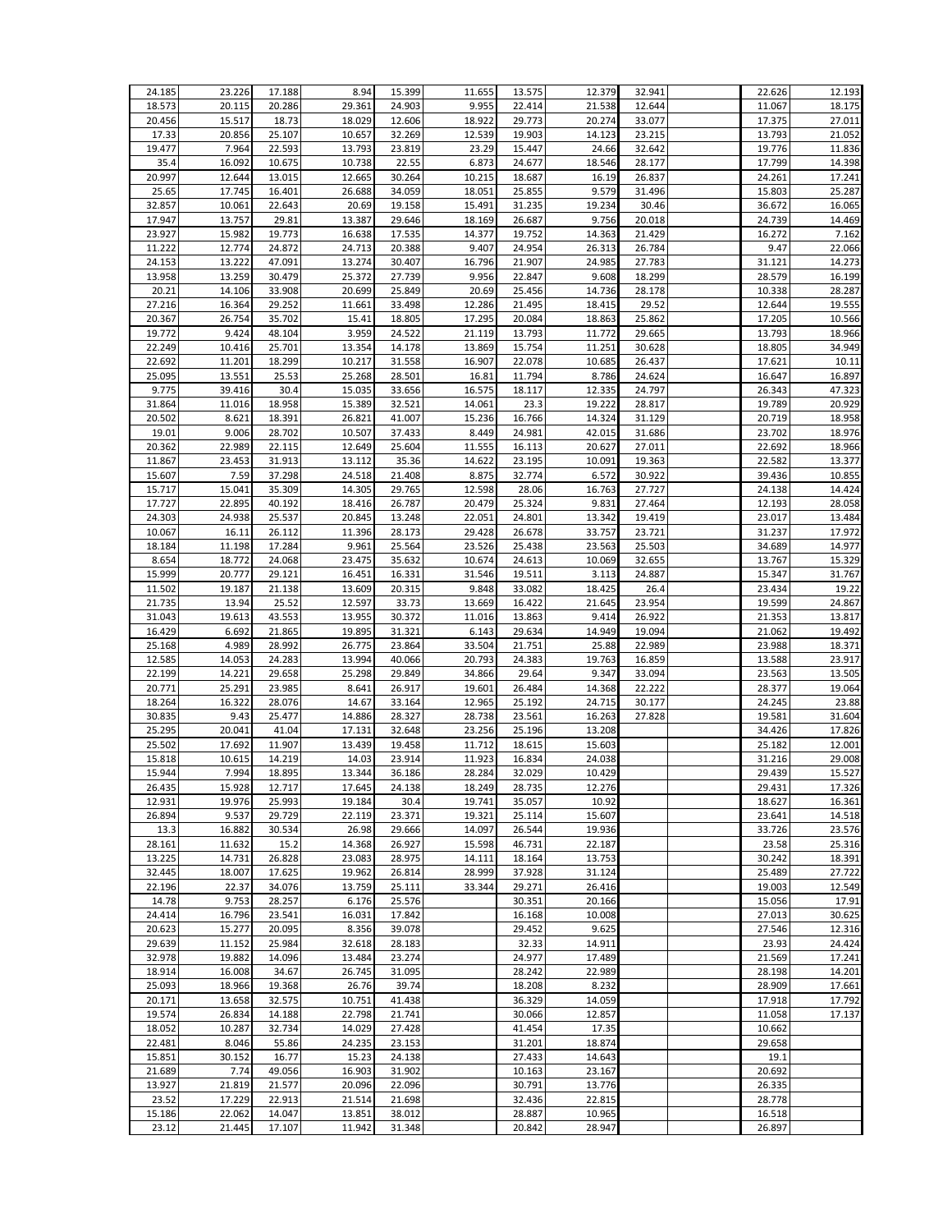| | | | | | | | | | | | |
|---|---|---|---|---|---|---|---|---|---|---|---|
| 24.185 | 23.226 | 17.188 | 8.94 | 15.399 | 11.655 | 13.575 | 12.379 | 32.941 | | 22.626 | 12.193 |
| 18.573 | 20.115 | 20.286 | 29.361 | 24.903 | 9.955 | 22.414 | 21.538 | 12.644 | | 11.067 | 18.175 |
| 20.456 | 15.517 | 18.73 | 18.029 | 12.606 | 18.922 | 29.773 | 20.274 | 33.077 | | 17.375 | 27.011 |
| 17.33 | 20.856 | 25.107 | 10.657 | 32.269 | 12.539 | 19.903 | 14.123 | 23.215 | | 13.793 | 21.052 |
| 19.477 | 7.964 | 22.593 | 13.793 | 23.819 | 23.29 | 15.447 | 24.66 | 32.642 | | 19.776 | 11.836 |
| 35.4 | 16.092 | 10.675 | 10.738 | 22.55 | 6.873 | 24.677 | 18.546 | 28.177 | | 17.799 | 14.398 |
| 20.997 | 12.644 | 13.015 | 12.665 | 30.264 | 10.215 | 18.687 | 16.19 | 26.837 | | 24.261 | 17.241 |
| 25.65 | 17.745 | 16.401 | 26.688 | 34.059 | 18.051 | 25.855 | 9.579 | 31.496 | | 15.803 | 25.287 |
| 32.857 | 10.061 | 22.643 | 20.69 | 19.158 | 15.491 | 31.235 | 19.234 | 30.46 | | 36.672 | 16.065 |
| 17.947 | 13.757 | 29.81 | 13.387 | 29.646 | 18.169 | 26.687 | 9.756 | 20.018 | | 24.739 | 14.469 |
| 23.927 | 15.982 | 19.773 | 16.638 | 17.535 | 14.377 | 19.752 | 14.363 | 21.429 | | 16.272 | 7.162 |
| 11.222 | 12.774 | 24.872 | 24.713 | 20.388 | 9.407 | 24.954 | 26.313 | 26.784 | | 9.47 | 22.066 |
| 24.153 | 13.222 | 47.091 | 13.274 | 30.407 | 16.796 | 21.907 | 24.985 | 27.783 | | 31.121 | 14.273 |
| 13.958 | 13.259 | 30.479 | 25.372 | 27.739 | 9.956 | 22.847 | 9.608 | 18.299 | | 28.579 | 16.199 |
| 20.21 | 14.106 | 33.908 | 20.699 | 25.849 | 20.69 | 25.456 | 14.736 | 28.178 | | 10.338 | 28.287 |
| 27.216 | 16.364 | 29.252 | 11.661 | 33.498 | 12.286 | 21.495 | 18.415 | 29.52 | | 12.644 | 19.555 |
| 20.367 | 26.754 | 35.702 | 15.41 | 18.805 | 17.295 | 20.084 | 18.863 | 25.862 | | 17.205 | 10.566 |
| 19.772 | 9.424 | 48.104 | 3.959 | 24.522 | 21.119 | 13.793 | 11.772 | 29.665 | | 13.793 | 18.966 |
| 22.249 | 10.416 | 25.701 | 13.354 | 14.178 | 13.869 | 15.754 | 11.251 | 30.628 | | 18.805 | 34.949 |
| 22.692 | 11.201 | 18.299 | 10.217 | 31.558 | 16.907 | 22.078 | 10.685 | 26.437 | | 17.621 | 10.11 |
| 25.095 | 13.551 | 25.53 | 25.268 | 28.501 | 16.81 | 11.794 | 8.786 | 24.624 | | 16.647 | 16.897 |
| 9.775 | 39.416 | 30.4 | 15.035 | 33.656 | 16.575 | 18.117 | 12.335 | 24.797 | | 26.343 | 47.323 |
| 31.864 | 11.016 | 18.958 | 15.389 | 32.521 | 14.061 | 23.3 | 19.222 | 28.817 | | 19.789 | 20.929 |
| 20.502 | 8.621 | 18.391 | 26.821 | 41.007 | 15.236 | 16.766 | 14.324 | 31.129 | | 20.719 | 18.958 |
| 19.01 | 9.006 | 28.702 | 10.507 | 37.433 | 8.449 | 24.981 | 42.015 | 31.686 | | 23.702 | 18.976 |
| 20.362 | 22.989 | 22.115 | 12.649 | 25.604 | 11.555 | 16.113 | 20.627 | 27.011 | | 22.692 | 18.966 |
| 11.867 | 23.453 | 31.913 | 13.112 | 35.36 | 14.622 | 23.195 | 10.091 | 19.363 | | 22.582 | 13.377 |
| 15.607 | 7.59 | 37.298 | 24.518 | 21.408 | 8.875 | 32.774 | 6.572 | 30.922 | | 39.436 | 10.855 |
| 15.717 | 15.041 | 35.309 | 14.305 | 29.765 | 12.598 | 28.06 | 16.763 | 27.727 | | 24.138 | 14.424 |
| 17.727 | 22.895 | 40.192 | 18.416 | 26.787 | 20.479 | 25.324 | 9.831 | 27.464 | | 12.193 | 28.058 |
| 24.303 | 24.938 | 25.537 | 20.845 | 13.248 | 22.051 | 24.801 | 13.342 | 19.419 | | 23.017 | 13.484 |
| 10.067 | 16.11 | 26.112 | 11.396 | 28.173 | 29.428 | 26.678 | 33.757 | 23.721 | | 31.237 | 17.972 |
| 18.184 | 11.198 | 17.284 | 9.961 | 25.564 | 23.526 | 25.438 | 23.563 | 25.503 | | 34.689 | 14.977 |
| 8.654 | 18.772 | 24.068 | 23.475 | 35.632 | 10.674 | 24.613 | 10.069 | 32.655 | | 13.767 | 15.329 |
| 15.999 | 20.777 | 29.121 | 16.451 | 16.331 | 31.546 | 19.511 | 3.113 | 24.887 | | 15.347 | 31.767 |
| 11.502 | 19.187 | 21.138 | 13.609 | 20.315 | 9.848 | 33.082 | 18.425 | 26.4 | | 23.434 | 19.22 |
| 21.735 | 13.94 | 25.52 | 12.597 | 33.73 | 13.669 | 16.422 | 21.645 | 23.954 | | 19.599 | 24.867 |
| 31.043 | 19.613 | 43.553 | 13.955 | 30.372 | 11.016 | 13.863 | 9.414 | 26.922 | | 21.353 | 13.817 |
| 16.429 | 6.692 | 21.865 | 19.895 | 31.321 | 6.143 | 29.634 | 14.949 | 19.094 | | 21.062 | 19.492 |
| 25.168 | 4.989 | 28.992 | 26.775 | 23.864 | 33.504 | 21.751 | 25.88 | 22.989 | | 23.988 | 18.371 |
| 12.585 | 14.053 | 24.283 | 13.994 | 40.066 | 20.793 | 24.383 | 19.763 | 16.859 | | 13.588 | 23.917 |
| 22.199 | 14.221 | 29.658 | 25.298 | 29.849 | 34.866 | 29.64 | 9.347 | 33.094 | | 23.563 | 13.505 |
| 20.771 | 25.291 | 23.985 | 8.641 | 26.917 | 19.601 | 26.484 | 14.368 | 22.222 | | 28.377 | 19.064 |
| 18.264 | 16.322 | 28.076 | 14.67 | 33.164 | 12.965 | 25.192 | 24.715 | 30.177 | | 24.245 | 23.88 |
| 30.835 | 9.43 | 25.477 | 14.886 | 28.327 | 28.738 | 23.561 | 16.263 | 27.828 | | 19.581 | 31.604 |
| 25.295 | 20.041 | 41.04 | 17.131 | 32.648 | 23.256 | 25.196 | 13.208 | | | 34.426 | 17.826 |
| 25.502 | 17.692 | 11.907 | 13.439 | 19.458 | 11.712 | 18.615 | 15.603 | | | 25.182 | 12.001 |
| 15.818 | 10.615 | 14.219 | 14.03 | 23.914 | 11.923 | 16.834 | 24.038 | | | 31.216 | 29.008 |
| 15.944 | 7.994 | 18.895 | 13.344 | 36.186 | 28.284 | 32.029 | 10.429 | | | 29.439 | 15.527 |
| 26.435 | 15.928 | 12.717 | 17.645 | 24.138 | 18.249 | 28.735 | 12.276 | | | 29.431 | 17.326 |
| 12.931 | 19.976 | 25.993 | 19.184 | 30.4 | 19.741 | 35.057 | 10.92 | | | 18.627 | 16.361 |
| 26.894 | 9.537 | 29.729 | 22.119 | 23.371 | 19.321 | 25.114 | 15.607 | | | 23.641 | 14.518 |
| 13.3 | 16.882 | 30.534 | 26.98 | 29.666 | 14.097 | 26.544 | 19.936 | | | 33.726 | 23.576 |
| 28.161 | 11.632 | 15.2 | 14.368 | 26.927 | 15.598 | 46.731 | 22.187 | | | 23.58 | 25.316 |
| 13.225 | 14.731 | 26.828 | 23.083 | 28.975 | 14.111 | 18.164 | 13.753 | | | 30.242 | 18.391 |
| 32.445 | 18.007 | 17.625 | 19.962 | 26.814 | 28.999 | 37.928 | 31.124 | | | 25.489 | 27.722 |
| 22.196 | 22.37 | 34.076 | 13.759 | 25.111 | 33.344 | 29.271 | 26.416 | | | 19.003 | 12.549 |
| 14.78 | 9.753 | 28.257 | 6.176 | 25.576 | | 30.351 | 20.166 | | | 15.056 | 17.91 |
| 24.414 | 16.796 | 23.541 | 16.031 | 17.842 | | 16.168 | 10.008 | | | 27.013 | 30.625 |
| 20.623 | 15.277 | 20.095 | 8.356 | 39.078 | | 29.452 | 9.625 | | | 27.546 | 12.316 |
| 29.639 | 11.152 | 25.984 | 32.618 | 28.183 | | 32.33 | 14.911 | | | 23.93 | 24.424 |
| 32.978 | 19.882 | 14.096 | 13.484 | 23.274 | | 24.977 | 17.489 | | | 21.569 | 17.241 |
| 18.914 | 16.008 | 34.67 | 26.745 | 31.095 | | 28.242 | 22.989 | | | 28.198 | 14.201 |
| 25.093 | 18.966 | 19.368 | 26.76 | 39.74 | | 18.208 | 8.232 | | | 28.909 | 17.661 |
| 20.171 | 13.658 | 32.575 | 10.751 | 41.438 | | 36.329 | 14.059 | | | 17.918 | 17.792 |
| 19.574 | 26.834 | 14.188 | 22.798 | 21.741 | | 30.066 | 12.857 | | | 11.058 | 17.137 |
| 18.052 | 10.287 | 32.734 | 14.029 | 27.428 | | 41.454 | 17.35 | | | 10.662 | |
| 22.481 | 8.046 | 55.86 | 24.235 | 23.153 | | 31.201 | 18.874 | | | 29.658 | |
| 15.851 | 30.152 | 16.77 | 15.23 | 24.138 | | 27.433 | 14.643 | | | 19.1 | |
| 21.689 | 7.74 | 49.056 | 16.903 | 31.902 | | 10.163 | 23.167 | | | 20.692 | |
| 13.927 | 21.819 | 21.577 | 20.096 | 22.096 | | 30.791 | 13.776 | | | 26.335 | |
| 23.52 | 17.229 | 22.913 | 21.514 | 21.698 | | 32.436 | 22.815 | | | 28.778 | |
| 15.186 | 22.062 | 14.047 | 13.851 | 38.012 | | 28.887 | 10.965 | | | 16.518 | |
| 23.12 | 21.445 | 17.107 | 11.942 | 31.348 | | 20.842 | 28.947 | | | 26.897 | |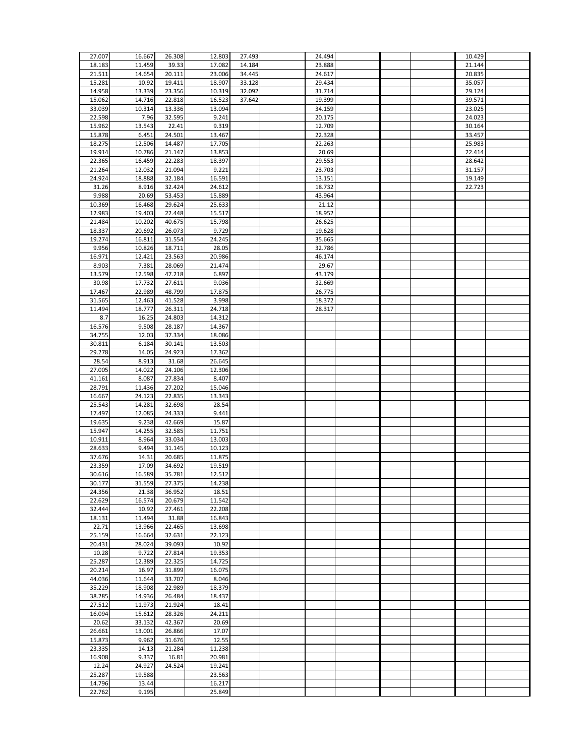| | | | | | | | | | | | |
|---|---|---|---|---|---|---|---|---|---|---|---|
| 27.007 | 16.667 | 26.308 | 12.803 | 27.493 | | 24.494 | | | | 10.429 | |
| 18.183 | 11.459 | 39.33 | 17.082 | 14.184 | | 23.888 | | | | 21.144 | |
| 21.511 | 14.654 | 20.111 | 23.006 | 34.445 | | 24.617 | | | | 20.835 | |
| 15.281 | 10.92 | 19.411 | 18.907 | 33.128 | | 29.434 | | | | 35.057 | |
| 14.958 | 13.339 | 23.356 | 10.319 | 32.092 | | 31.714 | | | | 29.124 | |
| 15.062 | 14.716 | 22.818 | 16.523 | 37.642 | | 19.399 | | | | 39.571 | |
| 33.039 | 10.314 | 13.336 | 13.094 | | | 34.159 | | | | 23.025 | |
| 22.598 | 7.96 | 32.595 | 9.241 | | | 20.175 | | | | 24.023 | |
| 15.962 | 13.543 | 22.41 | 9.319 | | | 12.709 | | | | 30.164 | |
| 15.878 | 6.451 | 24.501 | 13.467 | | | 22.328 | | | | 33.457 | |
| 18.275 | 12.506 | 14.487 | 17.705 | | | 22.263 | | | | 25.983 | |
| 19.914 | 10.786 | 21.147 | 13.853 | | | 20.69 | | | | 22.414 | |
| 22.365 | 16.459 | 22.283 | 18.397 | | | 29.553 | | | | 28.642 | |
| 21.264 | 12.032 | 21.094 | 9.221 | | | 23.703 | | | | 31.157 | |
| 24.924 | 18.888 | 32.184 | 16.591 | | | 13.151 | | | | 19.149 | |
| 31.26 | 8.916 | 32.424 | 24.612 | | | 18.732 | | | | 22.723 | |
| 9.988 | 20.69 | 53.453 | 15.889 | | | 43.964 | | | | | |
| 10.369 | 16.468 | 29.624 | 25.633 | | | 21.12 | | | | | |
| 12.983 | 19.403 | 22.448 | 15.517 | | | 18.952 | | | | | |
| 21.484 | 10.202 | 40.675 | 15.798 | | | 26.625 | | | | | |
| 18.337 | 20.692 | 26.073 | 9.729 | | | 19.628 | | | | | |
| 19.274 | 16.811 | 31.554 | 24.245 | | | 35.665 | | | | | |
| 9.956 | 10.826 | 18.711 | 28.05 | | | 32.786 | | | | | |
| 16.971 | 12.421 | 23.563 | 20.986 | | | 46.174 | | | | | |
| 8.903 | 7.381 | 28.069 | 21.474 | | | 29.67 | | | | | |
| 13.579 | 12.598 | 47.218 | 6.897 | | | 43.179 | | | | | |
| 30.98 | 17.732 | 27.611 | 9.036 | | | 32.669 | | | | | |
| 17.467 | 22.989 | 48.799 | 17.875 | | | 26.775 | | | | | |
| 31.565 | 12.463 | 41.528 | 3.998 | | | 18.372 | | | | | |
| 11.494 | 18.777 | 26.311 | 24.718 | | | 28.317 | | | | | |
| 8.7 | 16.25 | 24.803 | 14.312 | | | | | | | | |
| 16.576 | 9.508 | 28.187 | 14.367 | | | | | | | | |
| 34.755 | 12.03 | 37.334 | 18.086 | | | | | | | | |
| 30.811 | 6.184 | 30.141 | 13.503 | | | | | | | | |
| 29.278 | 14.05 | 24.923 | 17.362 | | | | | | | | |
| 28.54 | 8.913 | 31.68 | 26.645 | | | | | | | | |
| 27.005 | 14.022 | 24.106 | 12.306 | | | | | | | | |
| 41.161 | 8.087 | 27.834 | 8.407 | | | | | | | | |
| 28.791 | 11.436 | 27.202 | 15.046 | | | | | | | | |
| 16.667 | 24.123 | 22.835 | 13.343 | | | | | | | | |
| 25.543 | 14.281 | 32.698 | 28.54 | | | | | | | | |
| 17.497 | 12.085 | 24.333 | 9.441 | | | | | | | | |
| 19.635 | 9.238 | 42.669 | 15.87 | | | | | | | | |
| 15.947 | 14.255 | 32.585 | 11.751 | | | | | | | | |
| 10.911 | 8.964 | 33.034 | 13.003 | | | | | | | | |
| 28.633 | 9.494 | 31.145 | 10.123 | | | | | | | | |
| 37.676 | 14.31 | 20.685 | 11.875 | | | | | | | | |
| 23.359 | 17.09 | 34.692 | 19.519 | | | | | | | | |
| 30.616 | 16.589 | 35.781 | 12.512 | | | | | | | | |
| 30.177 | 31.559 | 27.375 | 14.238 | | | | | | | | |
| 24.356 | 21.38 | 36.952 | 18.51 | | | | | | | | |
| 22.629 | 16.574 | 20.679 | 11.542 | | | | | | | | |
| 32.444 | 10.92 | 27.461 | 22.208 | | | | | | | | |
| 18.131 | 11.494 | 31.88 | 16.843 | | | | | | | | |
| 22.71 | 13.966 | 22.465 | 13.698 | | | | | | | | |
| 25.159 | 16.664 | 32.631 | 22.123 | | | | | | | | |
| 20.431 | 28.024 | 39.093 | 10.92 | | | | | | | | |
| 10.28 | 9.722 | 27.814 | 19.353 | | | | | | | | |
| 25.287 | 12.389 | 22.325 | 14.725 | | | | | | | | |
| 20.214 | 16.97 | 31.899 | 16.075 | | | | | | | | |
| 44.036 | 11.644 | 33.707 | 8.046 | | | | | | | | |
| 35.229 | 18.908 | 22.989 | 18.379 | | | | | | | | |
| 38.285 | 14.936 | 26.484 | 18.437 | | | | | | | | |
| 27.512 | 11.973 | 21.924 | 18.41 | | | | | | | | |
| 16.094 | 15.612 | 28.326 | 24.211 | | | | | | | | |
| 20.62 | 33.132 | 42.367 | 20.69 | | | | | | | | |
| 26.661 | 13.001 | 26.866 | 17.07 | | | | | | | | |
| 15.873 | 9.962 | 31.676 | 12.55 | | | | | | | | |
| 23.335 | 14.13 | 21.284 | 11.238 | | | | | | | | |
| 16.908 | 9.337 | 16.81 | 20.981 | | | | | | | | |
| 12.24 | 24.927 | 24.524 | 19.241 | | | | | | | | |
| 25.287 | 19.588 | | 23.563 | | | | | | | | |
| 14.796 | 13.44 | | 16.217 | | | | | | | | |
| 22.762 | 9.195 | | 25.849 | | | | | | | | |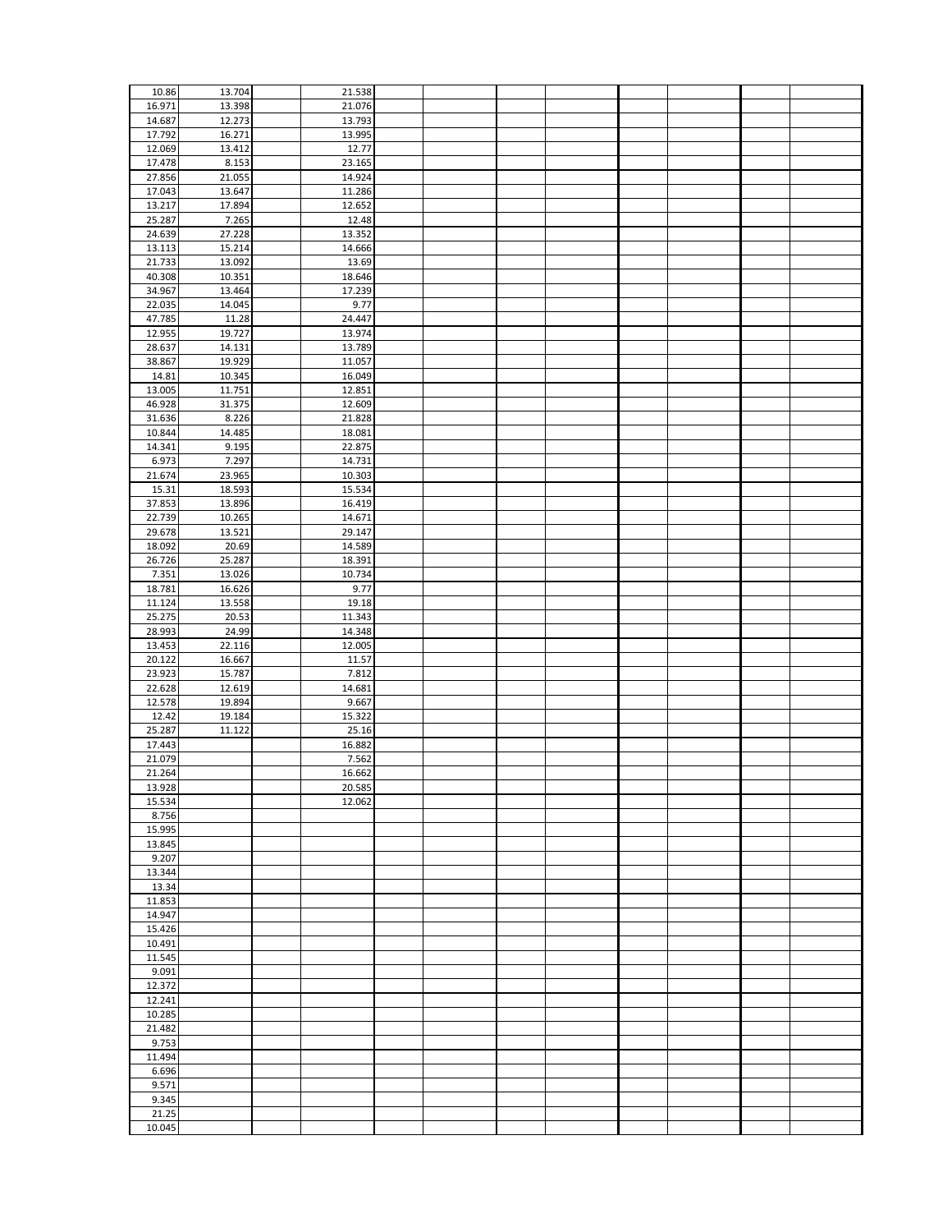| | | | | | | | | | | | |
|---|---|---|---|---|---|---|---|---|---|---|---|
| 10.86 | 13.704 | | 21.538 | | | | | | | | |
| 16.971 | 13.398 | | 21.076 | | | | | | | | |
| 14.687 | 12.273 | | 13.793 | | | | | | | | |
| 17.792 | 16.271 | | 13.995 | | | | | | | | |
| 12.069 | 13.412 | | 12.77 | | | | | | | | |
| 17.478 | 8.153 | | 23.165 | | | | | | | | |
| 27.856 | 21.055 | | 14.924 | | | | | | | | |
| 17.043 | 13.647 | | 11.286 | | | | | | | | |
| 13.217 | 17.894 | | 12.652 | | | | | | | | |
| 25.287 | 7.265 | | 12.48 | | | | | | | | |
| 24.639 | 27.228 | | 13.352 | | | | | | | | |
| 13.113 | 15.214 | | 14.666 | | | | | | | | |
| 21.733 | 13.092 | | 13.69 | | | | | | | | |
| 40.308 | 10.351 | | 18.646 | | | | | | | | |
| 34.967 | 13.464 | | 17.239 | | | | | | | | |
| 22.035 | 14.045 | | 9.77 | | | | | | | | |
| 47.785 | 11.28 | | 24.447 | | | | | | | | |
| 12.955 | 19.727 | | 13.974 | | | | | | | | |
| 28.637 | 14.131 | | 13.789 | | | | | | | | |
| 38.867 | 19.929 | | 11.057 | | | | | | | | |
| 14.81 | 10.345 | | 16.049 | | | | | | | | |
| 13.005 | 11.751 | | 12.851 | | | | | | | | |
| 46.928 | 31.375 | | 12.609 | | | | | | | | |
| 31.636 | 8.226 | | 21.828 | | | | | | | | |
| 10.844 | 14.485 | | 18.081 | | | | | | | | |
| 14.341 | 9.195 | | 22.875 | | | | | | | | |
| 6.973 | 7.297 | | 14.731 | | | | | | | | |
| 21.674 | 23.965 | | 10.303 | | | | | | | | |
| 15.31 | 18.593 | | 15.534 | | | | | | | | |
| 37.853 | 13.896 | | 16.419 | | | | | | | | |
| 22.739 | 10.265 | | 14.671 | | | | | | | | |
| 29.678 | 13.521 | | 29.147 | | | | | | | | |
| 18.092 | 20.69 | | 14.589 | | | | | | | | |
| 26.726 | 25.287 | | 18.391 | | | | | | | | |
| 7.351 | 13.026 | | 10.734 | | | | | | | | |
| 18.781 | 16.626 | | 9.77 | | | | | | | | |
| 11.124 | 13.558 | | 19.18 | | | | | | | | |
| 25.275 | 20.53 | | 11.343 | | | | | | | | |
| 28.993 | 24.99 | | 14.348 | | | | | | | | |
| 13.453 | 22.116 | | 12.005 | | | | | | | | |
| 20.122 | 16.667 | | 11.57 | | | | | | | | |
| 23.923 | 15.787 | | 7.812 | | | | | | | | |
| 22.628 | 12.619 | | 14.681 | | | | | | | | |
| 12.578 | 19.894 | | 9.667 | | | | | | | | |
| 12.42 | 19.184 | | 15.322 | | | | | | | | |
| 25.287 | 11.122 | | 25.16 | | | | | | | | |
| 17.443 | | | 16.882 | | | | | | | | |
| 21.079 | | | 7.562 | | | | | | | | |
| 21.264 | | | 16.662 | | | | | | | | |
| 13.928 | | | 20.585 | | | | | | | | |
| 15.534 | | | 12.062 | | | | | | | | |
| 8.756 | | | | | | | | | | | |
| 15.995 | | | | | | | | | | | |
| 13.845 | | | | | | | | | | | |
| 9.207 | | | | | | | | | | | |
| 13.344 | | | | | | | | | | | |
| 13.34 | | | | | | | | | | | |
| 11.853 | | | | | | | | | | | |
| 14.947 | | | | | | | | | | | |
| 15.426 | | | | | | | | | | | |
| 10.491 | | | | | | | | | | | |
| 11.545 | | | | | | | | | | | |
| 9.091 | | | | | | | | | | | |
| 12.372 | | | | | | | | | | | |
| 12.241 | | | | | | | | | | | |
| 10.285 | | | | | | | | | | | |
| 21.482 | | | | | | | | | | | |
| 9.753 | | | | | | | | | | | |
| 11.494 | | | | | | | | | | | |
| 6.696 | | | | | | | | | | | |
| 9.571 | | | | | | | | | | | |
| 9.345 | | | | | | | | | | | |
| 21.25 | | | | | | | | | | | |
| 10.045 | | | | | | | | | | | |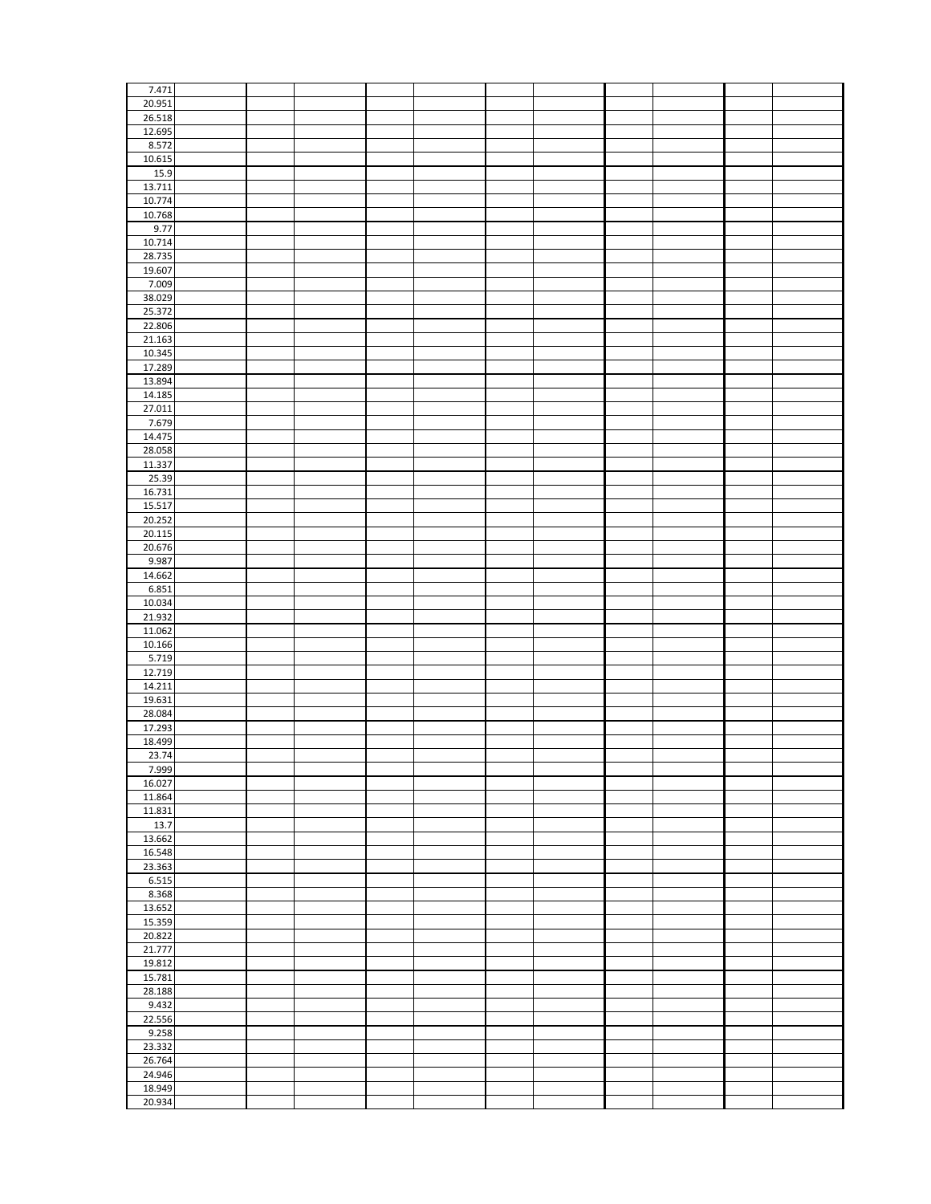| 7.471 | | | | | | | | | | | |
|---|---|---|---|---|---|---|---|---|---|---|---|
| 20.951 | | | | | | | | | | | |
| 26.518 | | | | | | | | | | | |
| 12.695 | | | | | | | | | | | |
| 8.572 | | | | | | | | | | | |
| 10.615 | | | | | | | | | | | |
| 15.9 | | | | | | | | | | | |
| 13.711 | | | | | | | | | | | |
| 10.774 | | | | | | | | | | | |
| 10.768 | | | | | | | | | | | |
| 9.77 | | | | | | | | | | | |
| 10.714 | | | | | | | | | | | |
| 28.735 | | | | | | | | | | | |
| 19.607 | | | | | | | | | | | |
| 7.009 | | | | | | | | | | | |
| 38.029 | | | | | | | | | | | |
| 25.372 | | | | | | | | | | | |
| 22.806 | | | | | | | | | | | |
| 21.163 | | | | | | | | | | | |
| 10.345 | | | | | | | | | | | |
| 17.289 | | | | | | | | | | | |
| 13.894 | | | | | | | | | | | |
| 14.185 | | | | | | | | | | | |
| 27.011 | | | | | | | | | | | |
| 7.679 | | | | | | | | | | | |
| 14.475 | | | | | | | | | | | |
| 28.058 | | | | | | | | | | | |
| 11.337 | | | | | | | | | | | |
| 25.39 | | | | | | | | | | | |
| 16.731 | | | | | | | | | | | |
| 15.517 | | | | | | | | | | | |
| 20.252 | | | | | | | | | | | |
| 20.115 | | | | | | | | | | | |
| 20.676 | | | | | | | | | | | |
| 9.987 | | | | | | | | | | | |
| 14.662 | | | | | | | | | | | |
| 6.851 | | | | | | | | | | | |
| 10.034 | | | | | | | | | | | |
| 21.932 | | | | | | | | | | | |
| 11.062 | | | | | | | | | | | |
| 10.166 | | | | | | | | | | | |
| 5.719 | | | | | | | | | | | |
| 12.719 | | | | | | | | | | | |
| 14.211 | | | | | | | | | | | |
| 19.631 | | | | | | | | | | | |
| 28.084 | | | | | | | | | | | |
| 17.293 | | | | | | | | | | | |
| 18.499 | | | | | | | | | | | |
| 23.74 | | | | | | | | | | | |
| 7.999 | | | | | | | | | | | |
| 16.027 | | | | | | | | | | | |
| 11.864 | | | | | | | | | | | |
| 11.831 | | | | | | | | | | | |
| 13.7 | | | | | | | | | | | |
| 13.662 | | | | | | | | | | | |
| 16.548 | | | | | | | | | | | |
| 23.363 | | | | | | | | | | | |
| 6.515 | | | | | | | | | | | |
| 8.368 | | | | | | | | | | | |
| 13.652 | | | | | | | | | | | |
| 15.359 | | | | | | | | | | | |
| 20.822 | | | | | | | | | | | |
| 21.777 | | | | | | | | | | | |
| 19.812 | | | | | | | | | | | |
| 15.781 | | | | | | | | | | | |
| 28.188 | | | | | | | | | | | |
| 9.432 | | | | | | | | | | | |
| 22.556 | | | | | | | | | | | |
| 9.258 | | | | | | | | | | | |
| 23.332 | | | | | | | | | | | |
| 26.764 | | | | | | | | | | | |
| 24.946 | | | | | | | | | | | |
| 18.949 | | | | | | | | | | | |
| 20.934 | | | | | | | | | | | |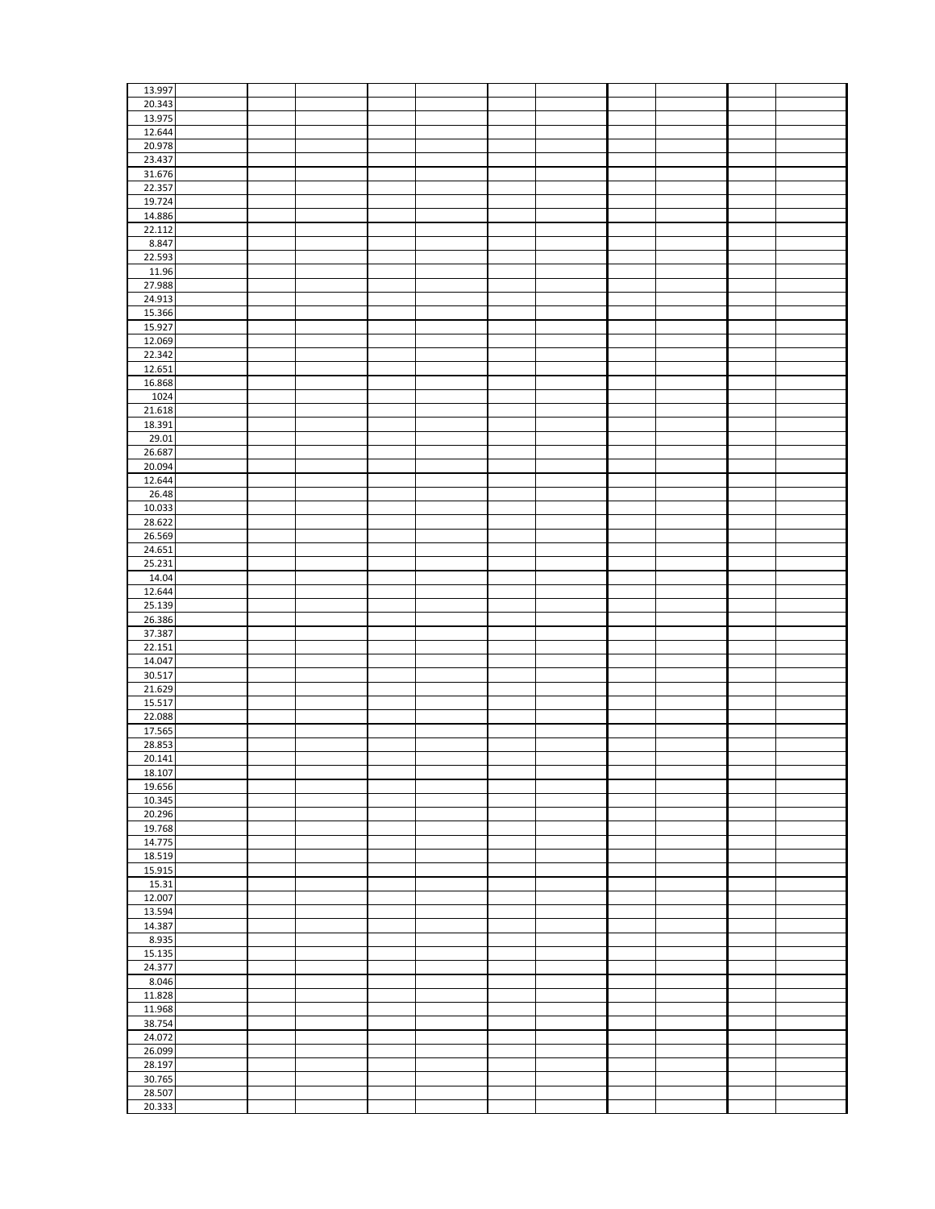| | | | | | | | | | | | |
|---|---|---|---|---|---|---|---|---|---|---|---|
| 13.997 | | | | | | | | | | | |
| 20.343 | | | | | | | | | | | |
| 13.975 | | | | | | | | | | | |
| 12.644 | | | | | | | | | | | |
| 20.978 | | | | | | | | | | | |
| 23.437 | | | | | | | | | | | |
| 31.676 | | | | | | | | | | | |
| 22.357 | | | | | | | | | | | |
| 19.724 | | | | | | | | | | | |
| 14.886 | | | | | | | | | | | |
| 22.112 | | | | | | | | | | | |
| 8.847 | | | | | | | | | | | |
| 22.593 | | | | | | | | | | | |
| 11.96 | | | | | | | | | | | |
| 27.988 | | | | | | | | | | | |
| 24.913 | | | | | | | | | | | |
| 15.366 | | | | | | | | | | | |
| 15.927 | | | | | | | | | | | |
| 12.069 | | | | | | | | | | | |
| 22.342 | | | | | | | | | | | |
| 12.651 | | | | | | | | | | | |
| 16.868 | | | | | | | | | | | |
| 1024 | | | | | | | | | | | |
| 21.618 | | | | | | | | | | | |
| 18.391 | | | | | | | | | | | |
| 29.01 | | | | | | | | | | | |
| 26.687 | | | | | | | | | | | |
| 20.094 | | | | | | | | | | | |
| 12.644 | | | | | | | | | | | |
| 26.48 | | | | | | | | | | | |
| 10.033 | | | | | | | | | | | |
| 28.622 | | | | | | | | | | | |
| 26.569 | | | | | | | | | | | |
| 24.651 | | | | | | | | | | | |
| 25.231 | | | | | | | | | | | |
| 14.04 | | | | | | | | | | | |
| 12.644 | | | | | | | | | | | |
| 25.139 | | | | | | | | | | | |
| 26.386 | | | | | | | | | | | |
| 37.387 | | | | | | | | | | | |
| 22.151 | | | | | | | | | | | |
| 14.047 | | | | | | | | | | | |
| 30.517 | | | | | | | | | | | |
| 21.629 | | | | | | | | | | | |
| 15.517 | | | | | | | | | | | |
| 22.088 | | | | | | | | | | | |
| 17.565 | | | | | | | | | | | |
| 28.853 | | | | | | | | | | | |
| 20.141 | | | | | | | | | | | |
| 18.107 | | | | | | | | | | | |
| 19.656 | | | | | | | | | | | |
| 10.345 | | | | | | | | | | | |
| 20.296 | | | | | | | | | | | |
| 19.768 | | | | | | | | | | | |
| 14.775 | | | | | | | | | | | |
| 18.519 | | | | | | | | | | | |
| 15.915 | | | | | | | | | | | |
| 15.31 | | | | | | | | | | | |
| 12.007 | | | | | | | | | | | |
| 13.594 | | | | | | | | | | | |
| 14.387 | | | | | | | | | | | |
| 8.935 | | | | | | | | | | | |
| 15.135 | | | | | | | | | | | |
| 24.377 | | | | | | | | | | | |
| 8.046 | | | | | | | | | | | |
| 11.828 | | | | | | | | | | | |
| 11.968 | | | | | | | | | | | |
| 38.754 | | | | | | | | | | | |
| 24.072 | | | | | | | | | | | |
| 26.099 | | | | | | | | | | | |
| 28.197 | | | | | | | | | | | |
| 30.765 | | | | | | | | | | | |
| 28.507 | | | | | | | | | | | |
| 20.333 | | | | | | | | | | | |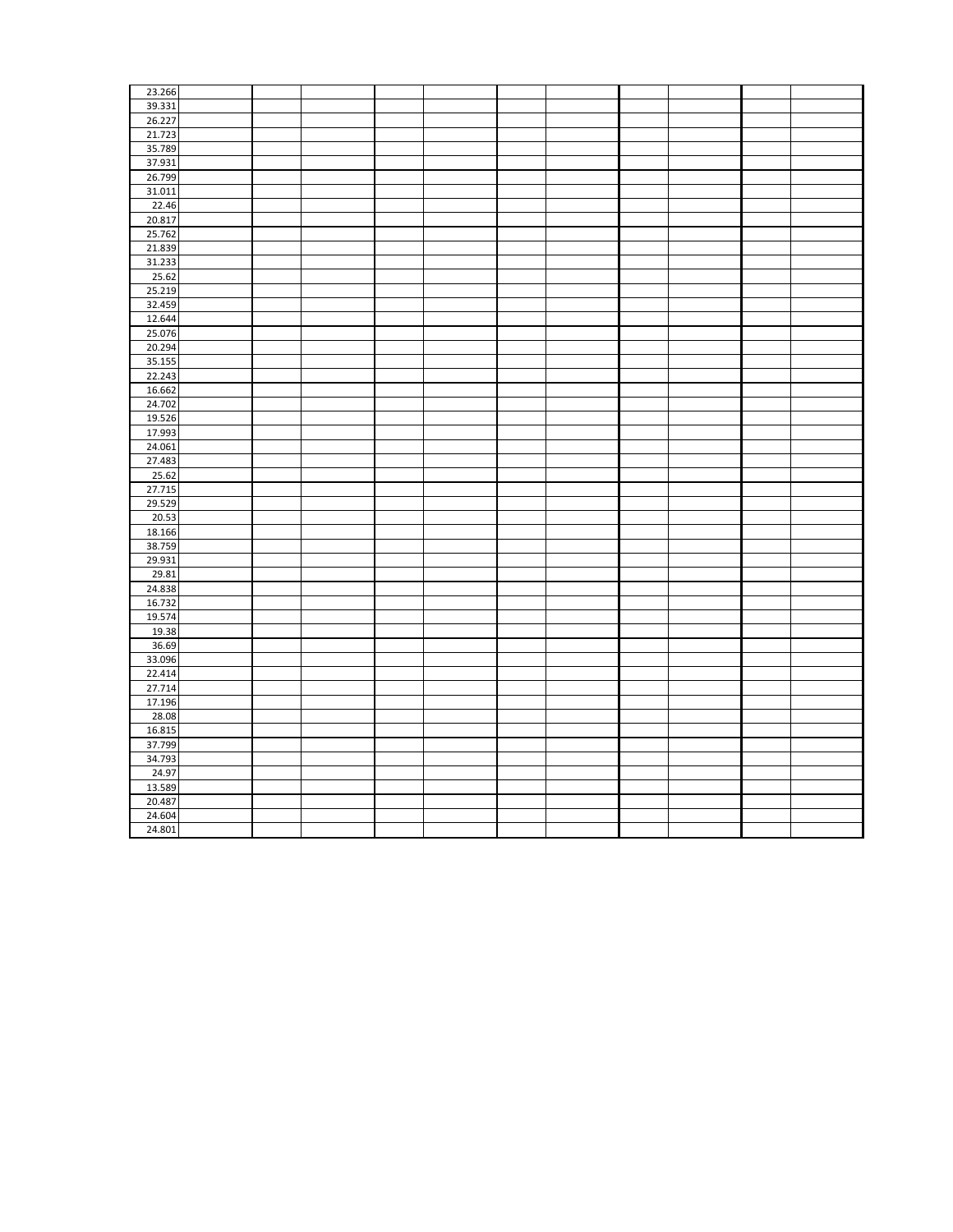| | | | | | | | | | | | |
|---|---|---|---|---|---|---|---|---|---|---|---|
| 23.266 | | | | | | | | | | | |
| 39.331 | | | | | | | | | | | |
| 26.227 | | | | | | | | | | | |
| 21.723 | | | | | | | | | | | |
| 35.789 | | | | | | | | | | | |
| 37.931 | | | | | | | | | | | |
| 26.799 | | | | | | | | | | | |
| 31.011 | | | | | | | | | | | |
| 22.46 | | | | | | | | | | | |
| 20.817 | | | | | | | | | | | |
| 25.762 | | | | | | | | | | | |
| 21.839 | | | | | | | | | | | |
| 31.233 | | | | | | | | | | | |
| 25.62 | | | | | | | | | | | |
| 25.219 | | | | | | | | | | | |
| 32.459 | | | | | | | | | | | |
| 12.644 | | | | | | | | | | | |
| 25.076 | | | | | | | | | | | |
| 20.294 | | | | | | | | | | | |
| 35.155 | | | | | | | | | | | |
| 22.243 | | | | | | | | | | | |
| 16.662 | | | | | | | | | | | |
| 24.702 | | | | | | | | | | | |
| 19.526 | | | | | | | | | | | |
| 17.993 | | | | | | | | | | | |
| 24.061 | | | | | | | | | | | |
| 27.483 | | | | | | | | | | | |
| 25.62 | | | | | | | | | | | |
| 27.715 | | | | | | | | | | | |
| 29.529 | | | | | | | | | | | |
| 20.53 | | | | | | | | | | | |
| 18.166 | | | | | | | | | | | |
| 38.759 | | | | | | | | | | | |
| 29.931 | | | | | | | | | | | |
| 29.81 | | | | | | | | | | | |
| 24.838 | | | | | | | | | | | |
| 16.732 | | | | | | | | | | | |
| 19.574 | | | | | | | | | | | |
| 19.38 | | | | | | | | | | | |
| 36.69 | | | | | | | | | | | |
| 33.096 | | | | | | | | | | | |
| 22.414 | | | | | | | | | | | |
| 27.714 | | | | | | | | | | | |
| 17.196 | | | | | | | | | | | |
| 28.08 | | | | | | | | | | | |
| 16.815 | | | | | | | | | | | |
| 37.799 | | | | | | | | | | | |
| 34.793 | | | | | | | | | | | |
| 24.97 | | | | | | | | | | | |
| 13.589 | | | | | | | | | | | |
| 20.487 | | | | | | | | | | | |
| 24.604 | | | | | | | | | | | |
| 24.801 | | | | | | | | | | | |